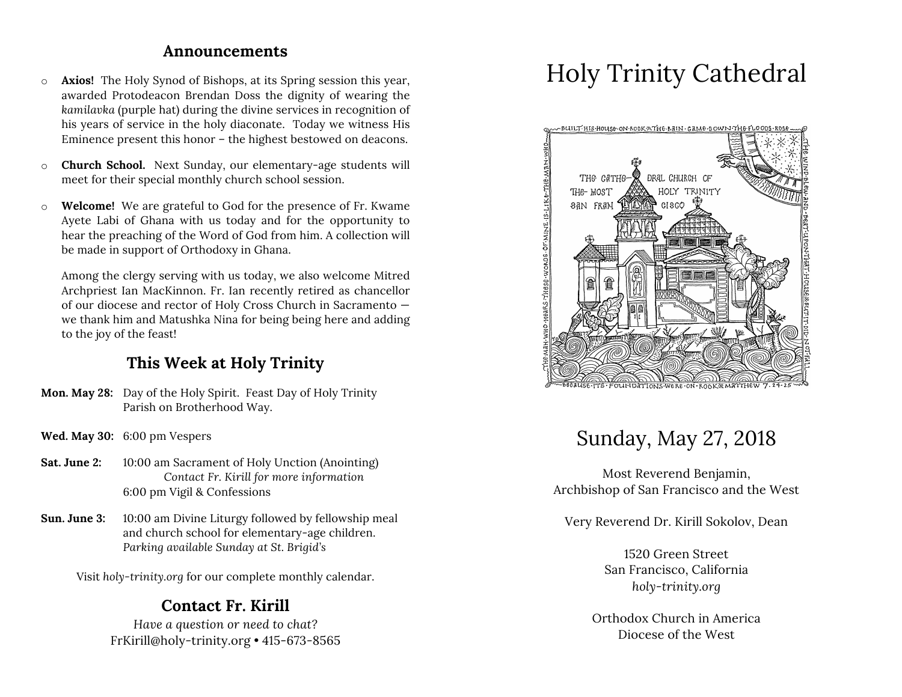## Announcements

- **Axios!** The Holy Synod of Bishops, at its Spring session this year, awarded Protodeacon Brendan Doss the dignity of wearing the *kamilavka* (purple hat) during the divine services in recognition of his years of service in the holy diaconate. Today we witness His Eminence present this honor – the highest bestowed on deacons.

- **Church School.** Next Sunday, our elementary-age students will meet for their special monthly church school session.

- **Welcome!** We are grateful to God for the presence of Fr. Kwame Ayete Labi of Ghana with us today and for the opportunity to hear the preaching of the Word of God from him. A collection will be made in support of Orthodoxy in Ghana.

  Among the clergy serving with us today, we also welcome Mitred Archpriest Ian MacKinnon. Fr. Ian recently retired as chancellor of our diocese and rector of Holy Cross Church in Sacramento — we thank him and Matushka Nina for being being here and adding to the joy of the feast!

## This Week at Holy Trinity

**Mon. May 28:** Day of the Holy Spirit. Feast Day of Holy Trinity Parish on Brotherhood Way.

**Wed. May 30:** 6:00 pm Vespers

**Sat. June 2:** 10:00 am Sacrament of Holy Unction (Anointing)
*Contact Fr. Kirill for more information*
6:00 pm Vigil & Confessions

**Sun. June 3:** 10:00 am Divine Liturgy followed by fellowship meal and church school for elementary-age children.
*Parking available Sunday at St. Brigid's*

Visit *holy-trinity.org* for our complete monthly calendar.

## Contact Fr. Kirill

*Have a question or need to chat?*
FrKirill@holy-trinity.org • 415-673-8565

# Holy Trinity Cathedral

BUILT HIS HOUSE ON ROCK & THE RAIN CAME DOWN THE FLOODS ROSE THE WIND BLEW AND BEAT UPON THAT HOUSE & BUT IT DID NOT FALL BECAUSE ITS FOUNDATIONS WERE ON ROCK ✕ MATTHEW 7. 24-25 THE MAN WHO HEARS THESE WORDS OF MINE IS LIKE THE MAN WHO

THE CATHEDRAL CHURCH OF THE MOST HOLY TRINITY SAN FRANCISCO

## Sunday, May 27, 2018

Most Reverend Benjamin,
Archbishop of San Francisco and the West

Very Reverend Dr. Kirill Sokolov, Dean

1520 Green Street
San Francisco, California
*holy-trinity.org*

Orthodox Church in America
Diocese of the West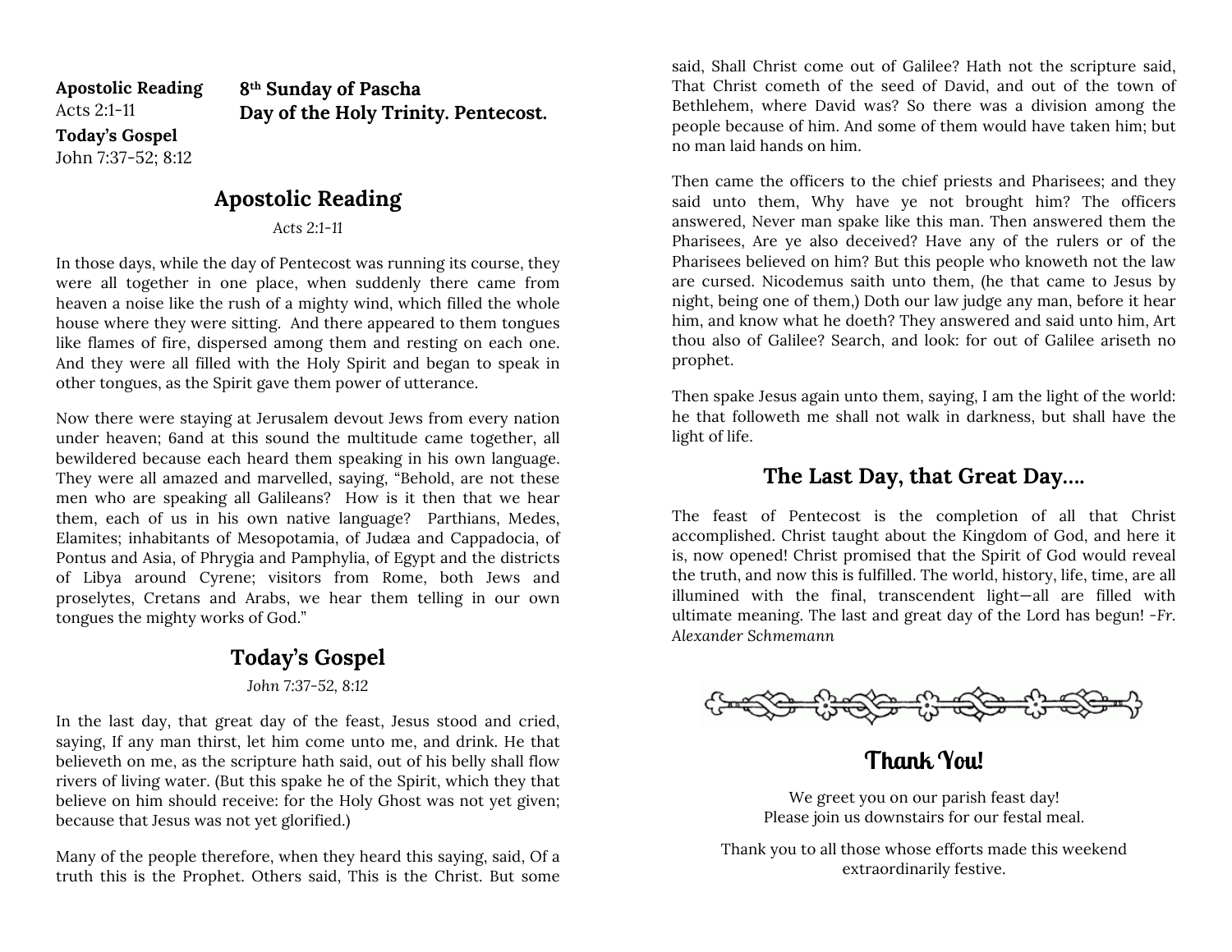**Apostolic Reading**
Acts 2:1-11

**Today's Gospel**
John 7:37-52; 8:12

**8th Sunday of Pascha**
**Day of the Holy Trinity. Pentecost.**

## Apostolic Reading

*Acts 2:1-11*

In those days, while the day of Pentecost was running its course, they were all together in one place, when suddenly there came from heaven a noise like the rush of a mighty wind, which filled the whole house where they were sitting. And there appeared to them tongues like flames of fire, dispersed among them and resting on each one. And they were all filled with the Holy Spirit and began to speak in other tongues, as the Spirit gave them power of utterance.

Now there were staying at Jerusalem devout Jews from every nation under heaven; 6and at this sound the multitude came together, all bewildered because each heard them speaking in his own language. They were all amazed and marvelled, saying, "Behold, are not these men who are speaking all Galileans? How is it then that we hear them, each of us in his own native language? Parthians, Medes, Elamites; inhabitants of Mesopotamia, of Judæa and Cappadocia, of Pontus and Asia, of Phrygia and Pamphylia, of Egypt and the districts of Libya around Cyrene; visitors from Rome, both Jews and proselytes, Cretans and Arabs, we hear them telling in our own tongues the mighty works of God."

## Today's Gospel

*John 7:37-52, 8:12*

In the last day, that great day of the feast, Jesus stood and cried, saying, If any man thirst, let him come unto me, and drink. He that believeth on me, as the scripture hath said, out of his belly shall flow rivers of living water. (But this spake he of the Spirit, which they that believe on him should receive: for the Holy Ghost was not yet given; because that Jesus was not yet glorified.)

Many of the people therefore, when they heard this saying, said, Of a truth this is the Prophet. Others said, This is the Christ. But some said, Shall Christ come out of Galilee? Hath not the scripture said, That Christ cometh of the seed of David, and out of the town of Bethlehem, where David was? So there was a division among the people because of him. And some of them would have taken him; but no man laid hands on him.

Then came the officers to the chief priests and Pharisees; and they said unto them, Why have ye not brought him? The officers answered, Never man spake like this man. Then answered them the Pharisees, Are ye also deceived? Have any of the rulers or of the Pharisees believed on him? But this people who knoweth not the law are cursed. Nicodemus saith unto them, (he that came to Jesus by night, being one of them,) Doth our law judge any man, before it hear him, and know what he doeth? They answered and said unto him, Art thou also of Galilee? Search, and look: for out of Galilee ariseth no prophet.

Then spake Jesus again unto them, saying, I am the light of the world: he that followeth me shall not walk in darkness, but shall have the light of life.

## The Last Day, that Great Day....

The feast of Pentecost is the completion of all that Christ accomplished. Christ taught about the Kingdom of God, and here it is, now opened! Christ promised that the Spirit of God would reveal the truth, and now this is fulfilled. The world, history, life, time, are all illumined with the final, transcendent light—all are filled with ultimate meaning. The last and great day of the Lord has begun! *-Fr. Alexander Schmemann*

## Thank You!

We greet you on our parish feast day!
Please join us downstairs for our festal meal.

Thank you to all those whose efforts made this weekend extraordinarily festive.